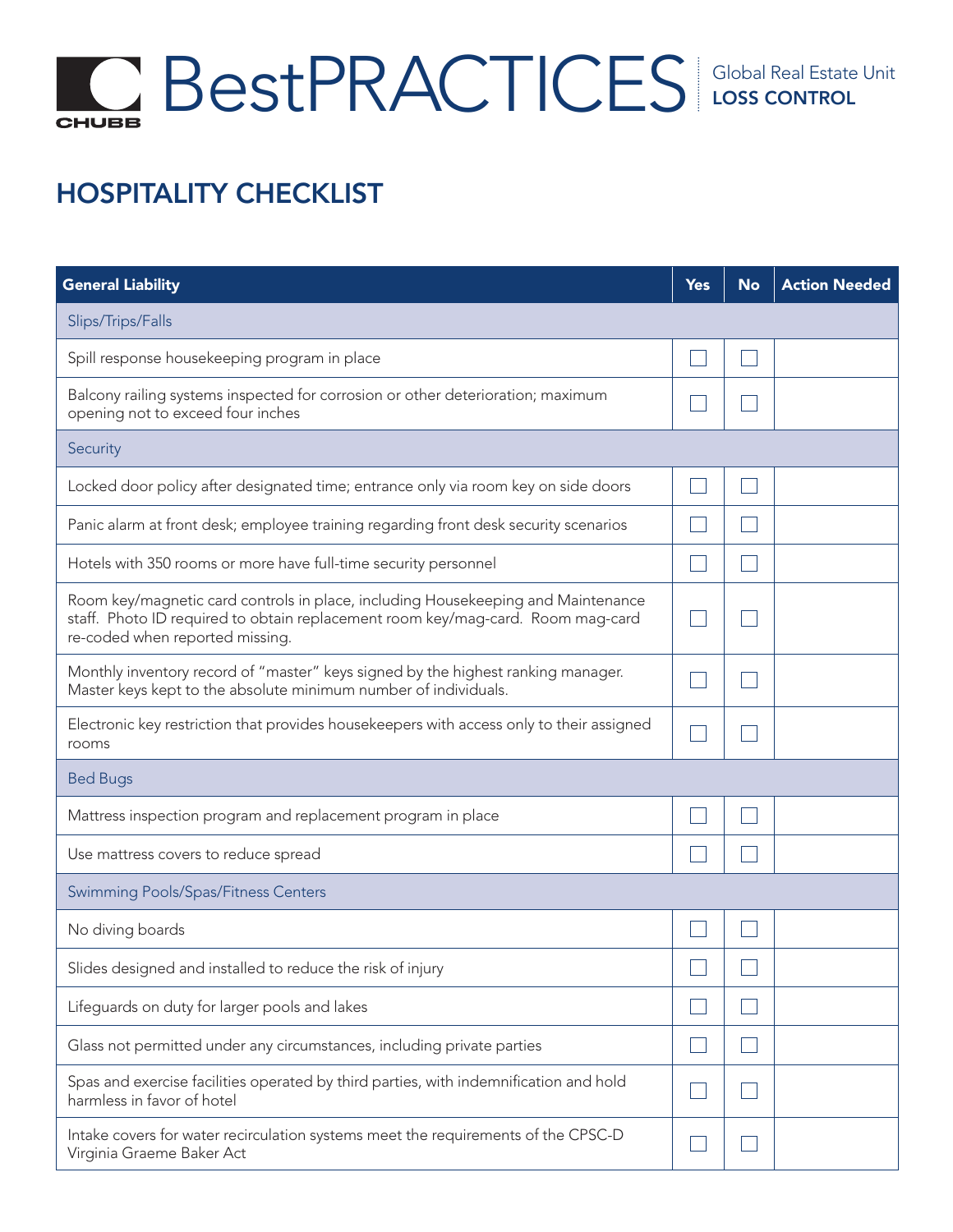# BestPRACTICES

Global Real Estate Unit
**LOSS CONTROL**

## HOSPITALITY CHECKLIST

| General Liability | Yes | No | Action Needed |
|---|---|---|---|
| Slips/Trips/Falls | | | |
| Spill response housekeeping program in place | ☐ | ☐ | |
| Balcony railing systems inspected for corrosion or other deterioration; maximum opening not to exceed four inches | ☐ | ☐ | |
| Security | | | |
| Locked door policy after designated time; entrance only via room key on side doors | ☐ | ☐ | |
| Panic alarm at front desk; employee training regarding front desk security scenarios | ☐ | ☐ | |
| Hotels with 350 rooms or more have full-time security personnel | ☐ | ☐ | |
| Room key/magnetic card controls in place, including Housekeeping and Maintenance staff. Photo ID required to obtain replacement room key/mag-card. Room mag-card re-coded when reported missing. | ☐ | ☐ | |
| Monthly inventory record of "master" keys signed by the highest ranking manager. Master keys kept to the absolute minimum number of individuals. | ☐ | ☐ | |
| Electronic key restriction that provides housekeepers with access only to their assigned rooms | ☐ | ☐ | |
| Bed Bugs | | | |
| Mattress inspection program and replacement program in place | ☐ | ☐ | |
| Use mattress covers to reduce spread | ☐ | ☐ | |
| Swimming Pools/Spas/Fitness Centers | | | |
| No diving boards | ☐ | ☐ | |
| Slides designed and installed to reduce the risk of injury | ☐ | ☐ | |
| Lifeguards on duty for larger pools and lakes | ☐ | ☐ | |
| Glass not permitted under any circumstances, including private parties | ☐ | ☐ | |
| Spas and exercise facilities operated by third parties, with indemnification and hold harmless in favor of hotel | ☐ | ☐ | |
| Intake covers for water recirculation systems meet the requirements of the CPSC-D Virginia Graeme Baker Act | ☐ | ☐ | |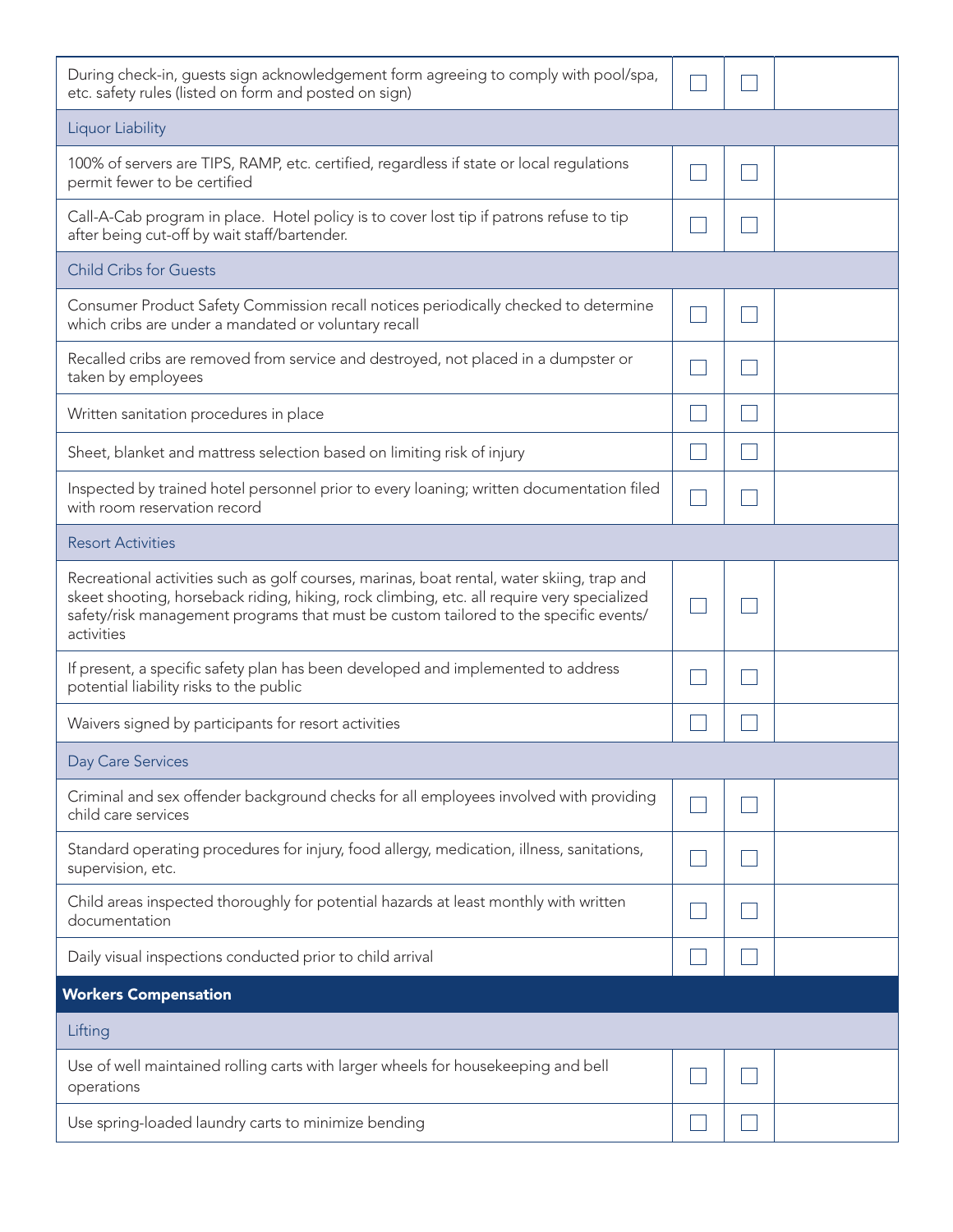| | | | |
|---|---|---|---|
| During check-in, guests sign acknowledgement form agreeing to comply with pool/spa, etc. safety rules (listed on form and posted on sign) | ☐ | ☐ | |
| Liquor Liability | | | |
| 100% of servers are TIPS, RAMP, etc. certified, regardless if state or local regulations permit fewer to be certified | ☐ | ☐ | |
| Call-A-Cab program in place. Hotel policy is to cover lost tip if patrons refuse to tip after being cut-off by wait staff/bartender. | ☐ | ☐ | |
| Child Cribs for Guests | | | |
| Consumer Product Safety Commission recall notices periodically checked to determine which cribs are under a mandated or voluntary recall | ☐ | ☐ | |
| Recalled cribs are removed from service and destroyed, not placed in a dumpster or taken by employees | ☐ | ☐ | |
| Written sanitation procedures in place | ☐ | ☐ | |
| Sheet, blanket and mattress selection based on limiting risk of injury | ☐ | ☐ | |
| Inspected by trained hotel personnel prior to every loaning; written documentation filed with room reservation record | ☐ | ☐ | |
| Resort Activities | | | |
| Recreational activities such as golf courses, marinas, boat rental, water skiing, trap and skeet shooting, horseback riding, hiking, rock climbing, etc. all require very specialized safety/risk management programs that must be custom tailored to the specific events/activities | ☐ | ☐ | |
| If present, a specific safety plan has been developed and implemented to address potential liability risks to the public | ☐ | ☐ | |
| Waivers signed by participants for resort activities | ☐ | ☐ | |
| Day Care Services | | | |
| Criminal and sex offender background checks for all employees involved with providing child care services | ☐ | ☐ | |
| Standard operating procedures for injury, food allergy, medication, illness, sanitations, supervision, etc. | ☐ | ☐ | |
| Child areas inspected thoroughly for potential hazards at least monthly with written documentation | ☐ | ☐ | |
| Daily visual inspections conducted prior to child arrival | ☐ | ☐ | |
| **Workers Compensation** | | | |
| Lifting | | | |
| Use of well maintained rolling carts with larger wheels for housekeeping and bell operations | ☐ | ☐ | |
| Use spring-loaded laundry carts to minimize bending | ☐ | ☐ | |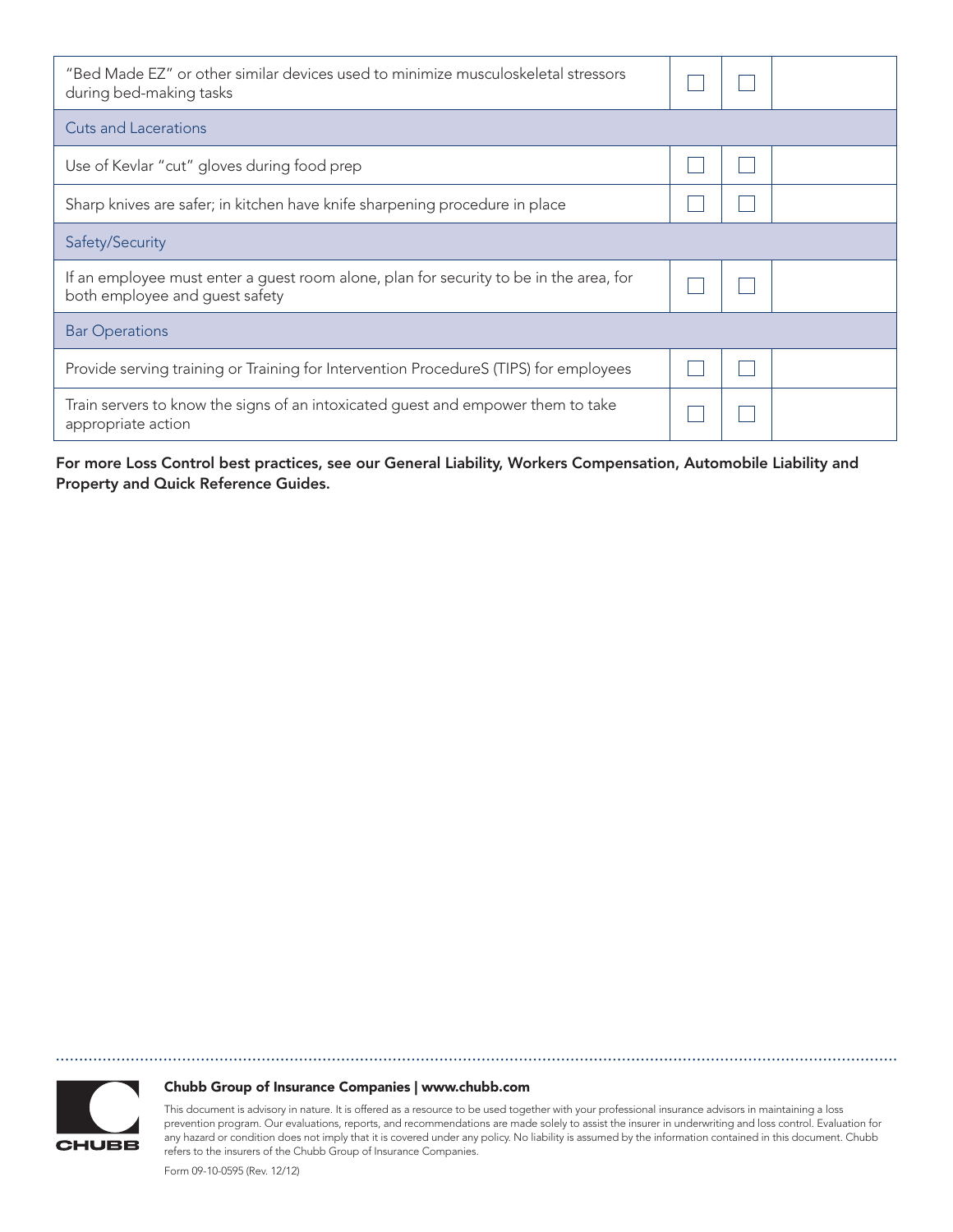| | | | |
|---|---|---|---|
| "Bed Made EZ" or other similar devices used to minimize musculoskeletal stressors during bed-making tasks | ☐ | ☐ | |
| Cuts and Lacerations | | | |
| Use of Kevlar "cut" gloves during food prep | ☐ | ☐ | |
| Sharp knives are safer; in kitchen have knife sharpening procedure in place | ☐ | ☐ | |
| Safety/Security | | | |
| If an employee must enter a guest room alone, plan for security to be in the area, for both employee and guest safety | ☐ | ☐ | |
| Bar Operations | | | |
| Provide serving training or Training for Intervention ProcedureS (TIPS) for employees | ☐ | ☐ | |
| Train servers to know the signs of an intoxicated guest and empower them to take appropriate action | ☐ | ☐ | |

**For more Loss Control best practices, see our General Liability, Workers Compensation, Automobile Liability and Property and Quick Reference Guides.**

CHUBB

**Chubb Group of Insurance Companies | www.chubb.com**

This document is advisory in nature. It is offered as a resource to be used together with your professional insurance advisors in maintaining a loss prevention program. Our evaluations, reports, and recommendations are made solely to assist the insurer in underwriting and loss control. Evaluation for any hazard or condition does not imply that it is covered under any policy. No liability is assumed by the information contained in this document. Chubb refers to the insurers of the Chubb Group of Insurance Companies.

Form 09-10-0595 (Rev. 12/12)